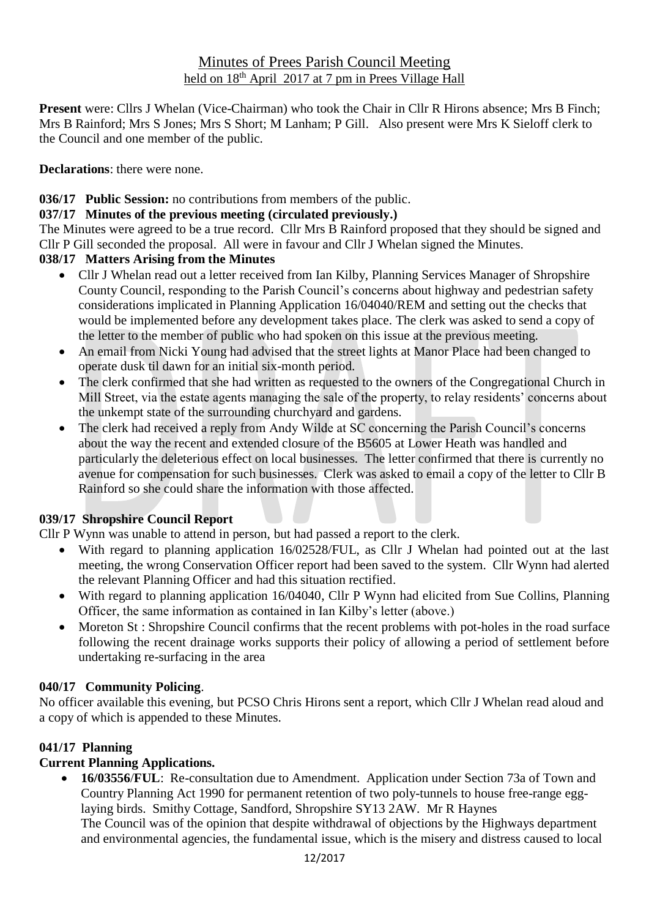# Minutes of Prees Parish Council Meeting

## held on 18th April 2017 at 7 pm in Prees Village Hall

**Present** were: Cllrs J Whelan (Vice-Chairman) who took the Chair in Cllr R Hirons absence; Mrs B Finch; Mrs B Rainford; Mrs S Jones; Mrs S Short; M Lanham; P Gill. Also present were Mrs K Sieloff clerk to the Council and one member of the public.

**Declarations**: there were none.

**036/17 Public Session:** no contributions from members of the public.

**037/17 Minutes of the previous meeting (circulated previously.)**

The Minutes were agreed to be a true record. Cllr Mrs B Rainford proposed that they should be signed and Cllr P Gill seconded the proposal. All were in favour and Cllr J Whelan signed the Minutes.

**038/17 Matters Arising from the Minutes**

- Cllr J Whelan read out a letter received from Ian Kilby, Planning Services Manager of Shropshire County Council, responding to the Parish Council's concerns about highway and pedestrian safety considerations implicated in Planning Application 16/04040/REM and setting out the checks that would be implemented before any development takes place. The clerk was asked to send a copy of the letter to the member of public who had spoken on this issue at the previous meeting.
- An email from Nicki Young had advised that the street lights at Manor Place had been changed to operate dusk til dawn for an initial six-month period.
- The clerk confirmed that she had written as requested to the owners of the Congregational Church in Mill Street, via the estate agents managing the sale of the property, to relay residents' concerns about the unkempt state of the surrounding churchyard and gardens.
- The clerk had received a reply from Andy Wilde at SC concerning the Parish Council's concerns about the way the recent and extended closure of the B5605 at Lower Heath was handled and particularly the deleterious effect on local businesses. The letter confirmed that there is currently no avenue for compensation for such businesses. Clerk was asked to email a copy of the letter to Cllr B Rainford so she could share the information with those affected.

**039/17 Shropshire Council Report**

Cllr P Wynn was unable to attend in person, but had passed a report to the clerk.

- With regard to planning application 16/02528/FUL, as Cllr J Whelan had pointed out at the last meeting, the wrong Conservation Officer report had been saved to the system. Cllr Wynn had alerted the relevant Planning Officer and had this situation rectified.
- With regard to planning application 16/04040, Cllr P Wynn had elicited from Sue Collins, Planning Officer, the same information as contained in Ian Kilby's letter (above.)
- Moreton St : Shropshire Council confirms that the recent problems with pot-holes in the road surface following the recent drainage works supports their policy of allowing a period of settlement before undertaking re-surfacing in the area

**040/17 Community Policing**.

No officer available this evening, but PCSO Chris Hirons sent a report, which Cllr J Whelan read aloud and a copy of which is appended to these Minutes.

**041/17 Planning**

**Current Planning Applications.**

- **16/03556/FUL**: Re-consultation due to Amendment. Application under Section 73a of Town and Country Planning Act 1990 for permanent retention of two poly-tunnels to house free-range egg-laying birds. Smithy Cottage, Sandford, Shropshire SY13 2AW. Mr R Haynes
  The Council was of the opinion that despite withdrawal of objections by the Highways department and environmental agencies, the fundamental issue, which is the misery and distress caused to local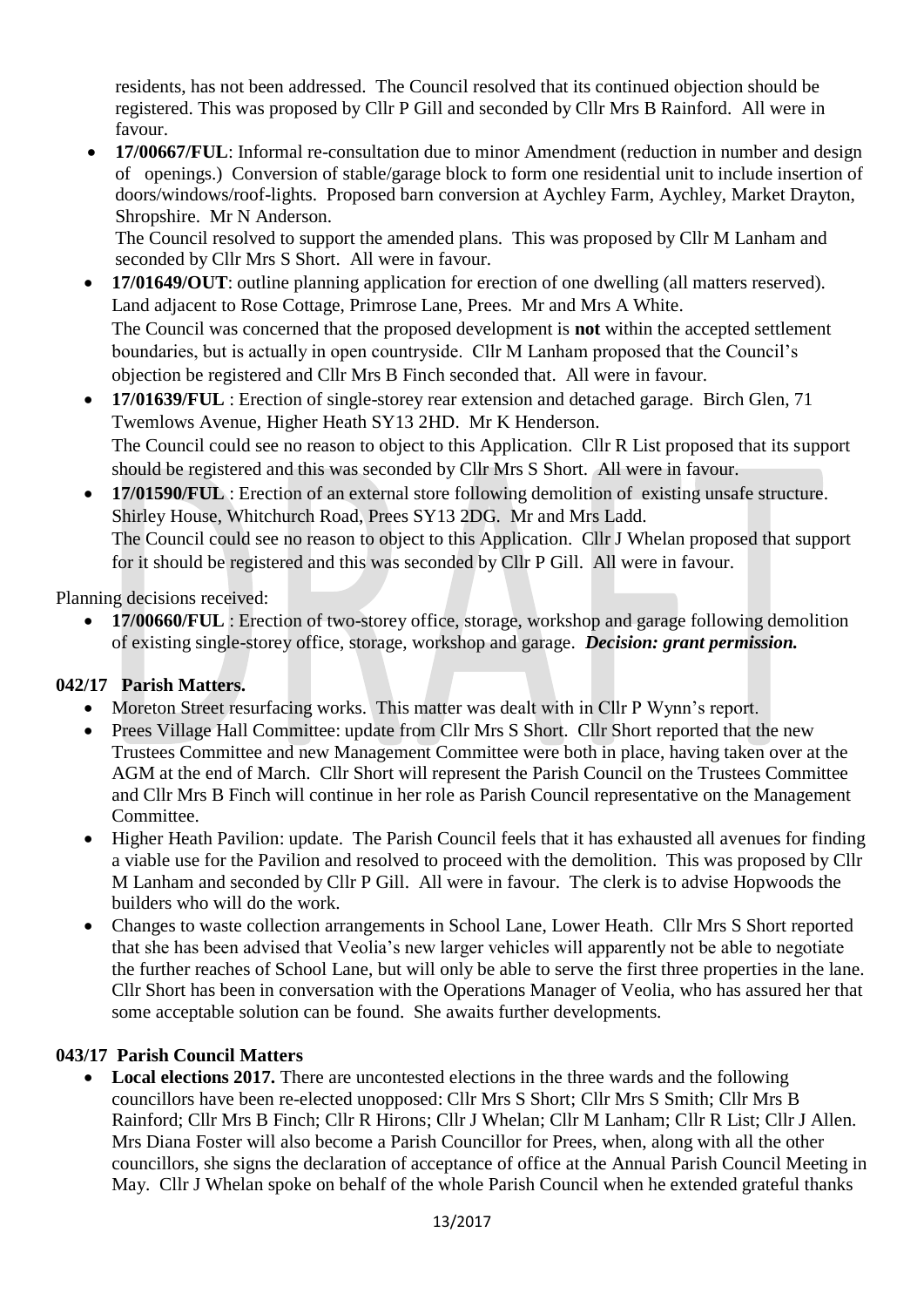residents, has not been addressed. The Council resolved that its continued objection should be registered. This was proposed by Cllr P Gill and seconded by Cllr Mrs B Rainford. All were in favour.

- **17/00667/FUL**: Informal re-consultation due to minor Amendment (reduction in number and design of openings.) Conversion of stable/garage block to form one residential unit to include insertion of doors/windows/roof-lights. Proposed barn conversion at Aychley Farm, Aychley, Market Drayton, Shropshire. Mr N Anderson.
  The Council resolved to support the amended plans. This was proposed by Cllr M Lanham and seconded by Cllr Mrs S Short. All were in favour.
- **17/01649/OUT**: outline planning application for erection of one dwelling (all matters reserved). Land adjacent to Rose Cottage, Primrose Lane, Prees. Mr and Mrs A White.
  The Council was concerned that the proposed development is **not** within the accepted settlement boundaries, but is actually in open countryside. Cllr M Lanham proposed that the Council's objection be registered and Cllr Mrs B Finch seconded that. All were in favour.
- **17/01639/FUL** : Erection of single-storey rear extension and detached garage. Birch Glen, 71 Twemlows Avenue, Higher Heath SY13 2HD. Mr K Henderson.
  The Council could see no reason to object to this Application. Cllr R List proposed that its support should be registered and this was seconded by Cllr Mrs S Short. All were in favour.
- **17/01590/FUL** : Erection of an external store following demolition of existing unsafe structure. Shirley House, Whitchurch Road, Prees SY13 2DG. Mr and Mrs Ladd.
  The Council could see no reason to object to this Application. Cllr J Whelan proposed that support for it should be registered and this was seconded by Cllr P Gill. All were in favour.

Planning decisions received:

- **17/00660/FUL** : Erection of two-storey office, storage, workshop and garage following demolition of existing single-storey office, storage, workshop and garage. ***Decision: grant permission.***

**042/17 Parish Matters.**

- Moreton Street resurfacing works. This matter was dealt with in Cllr P Wynn's report.
- Prees Village Hall Committee: update from Cllr Mrs S Short. Cllr Short reported that the new Trustees Committee and new Management Committee were both in place, having taken over at the AGM at the end of March. Cllr Short will represent the Parish Council on the Trustees Committee and Cllr Mrs B Finch will continue in her role as Parish Council representative on the Management Committee.
- Higher Heath Pavilion: update. The Parish Council feels that it has exhausted all avenues for finding a viable use for the Pavilion and resolved to proceed with the demolition. This was proposed by Cllr M Lanham and seconded by Cllr P Gill. All were in favour. The clerk is to advise Hopwoods the builders who will do the work.
- Changes to waste collection arrangements in School Lane, Lower Heath. Cllr Mrs S Short reported that she has been advised that Veolia's new larger vehicles will apparently not be able to negotiate the further reaches of School Lane, but will only be able to serve the first three properties in the lane. Cllr Short has been in conversation with the Operations Manager of Veolia, who has assured her that some acceptable solution can be found. She awaits further developments.

**043/17 Parish Council Matters**

- **Local elections 2017.** There are uncontested elections in the three wards and the following councillors have been re-elected unopposed: Cllr Mrs S Short; Cllr Mrs S Smith; Cllr Mrs B Rainford; Cllr Mrs B Finch; Cllr R Hirons; Cllr J Whelan; Cllr M Lanham; Cllr R List; Cllr J Allen. Mrs Diana Foster will also become a Parish Councillor for Prees, when, along with all the other councillors, she signs the declaration of acceptance of office at the Annual Parish Council Meeting in May. Cllr J Whelan spoke on behalf of the whole Parish Council when he extended grateful thanks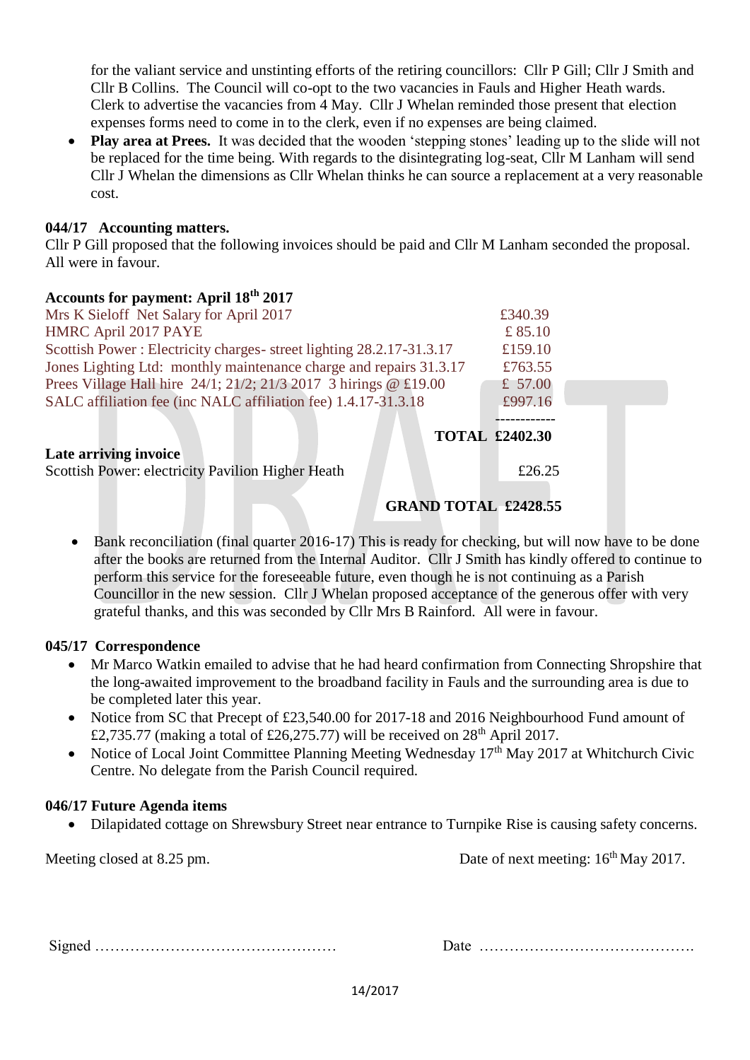for the valiant service and unstinting efforts of the retiring councillors: Cllr P Gill; Cllr J Smith and Cllr B Collins. The Council will co-opt to the two vacancies in Fauls and Higher Heath wards. Clerk to advertise the vacancies from 4 May. Cllr J Whelan reminded those present that election expenses forms need to come in to the clerk, even if no expenses are being claimed.

- **Play area at Prees.** It was decided that the wooden 'stepping stones' leading up to the slide will not be replaced for the time being. With regards to the disintegrating log-seat, Cllr M Lanham will send Cllr J Whelan the dimensions as Cllr Whelan thinks he can source a replacement at a very reasonable cost.

### 044/17 Accounting matters.

Cllr P Gill proposed that the following invoices should be paid and Cllr M Lanham seconded the proposal. All were in favour.

**Accounts for payment: April 18th 2017**

| | |
|---|---|
| Mrs K Sieloff Net Salary for April 2017 | £340.39 |
| HMRC April 2017 PAYE | £ 85.10 |
| Scottish Power : Electricity charges- street lighting 28.2.17-31.3.17 | £159.10 |
| Jones Lighting Ltd: monthly maintenance charge and repairs 31.3.17 | £763.55 |
| Prees Village Hall hire 24/1; 21/2; 21/3 2017 3 hirings @ £19.00 | £ 57.00 |
| SALC affiliation fee (inc NALC affiliation fee) 1.4.17-31.3.18 | £997.16 |
| **TOTAL** | **£2402.30** |

**Late arriving invoice**

| | |
|---|---|
| Scottish Power: electricity Pavilion Higher Heath | £26.25 |
| **GRAND TOTAL** | **£2428.55** |

- Bank reconciliation (final quarter 2016-17) This is ready for checking, but will now have to be done after the books are returned from the Internal Auditor. Cllr J Smith has kindly offered to continue to perform this service for the foreseeable future, even though he is not continuing as a Parish Councillor in the new session. Cllr J Whelan proposed acceptance of the generous offer with very grateful thanks, and this was seconded by Cllr Mrs B Rainford. All were in favour.

### 045/17 Correspondence

- Mr Marco Watkin emailed to advise that he had heard confirmation from Connecting Shropshire that the long-awaited improvement to the broadband facility in Fauls and the surrounding area is due to be completed later this year.
- Notice from SC that Precept of £23,540.00 for 2017-18 and 2016 Neighbourhood Fund amount of £2,735.77 (making a total of £26,275.77) will be received on 28th April 2017.
- Notice of Local Joint Committee Planning Meeting Wednesday 17th May 2017 at Whitchurch Civic Centre. No delegate from the Parish Council required.

### 046/17 Future Agenda items

- Dilapidated cottage on Shrewsbury Street near entrance to Turnpike Rise is causing safety concerns.

Meeting closed at 8.25 pm. Date of next meeting: 16th May 2017.

Signed ………………………………………… Date …………………………………….